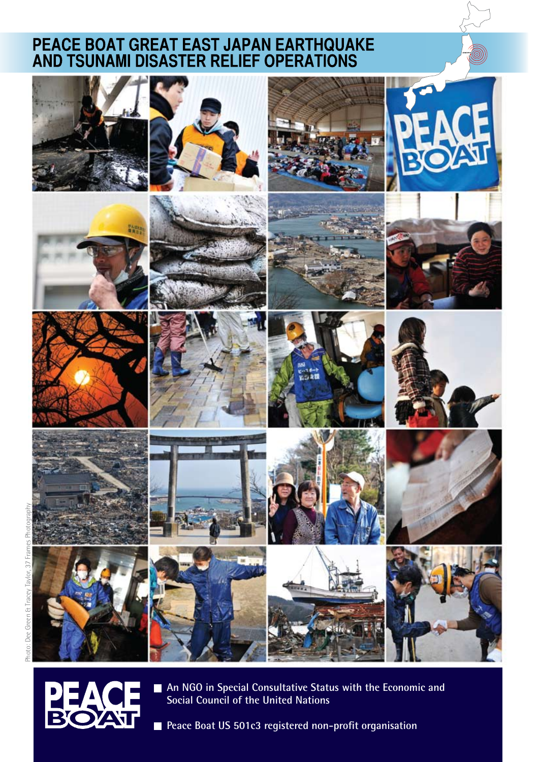# PEACE BOAT GREAT EAST JAPAN EARTHQUAKE AND TSUNAMI DISASTER RELIEF OPERATIONS

Photo: Dee Green & Tracey Taylor, 37 Frames Photography

- An NGO in Special Consultative Status with the Economic and Social Council of the United Nations
- Peace Boat US 501c3 registered non-profit organisation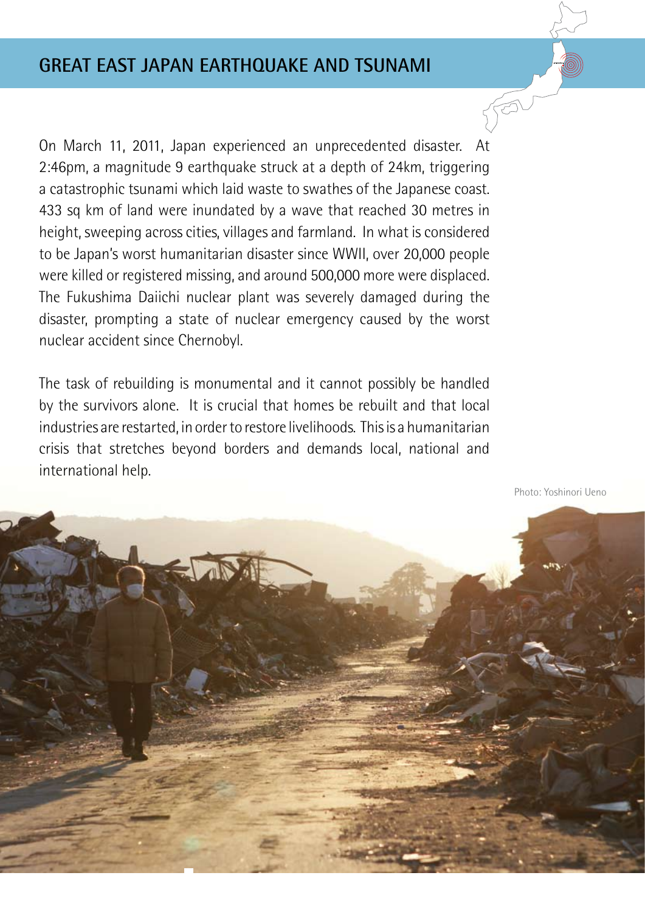# GREAT EAST JAPAN EARTHQUAKE AND TSUNAMI

On March 11, 2011, Japan experienced an unprecedented disaster. At 2:46pm, a magnitude 9 earthquake struck at a depth of 24km, triggering a catastrophic tsunami which laid waste to swathes of the Japanese coast. 433 sq km of land were inundated by a wave that reached 30 metres in height, sweeping across cities, villages and farmland. In what is considered to be Japan's worst humanitarian disaster since WWII, over 20,000 people were killed or registered missing, and around 500,000 more were displaced. The Fukushima Daiichi nuclear plant was severely damaged during the disaster, prompting a state of nuclear emergency caused by the worst nuclear accident since Chernobyl.

The task of rebuilding is monumental and it cannot possibly be handled by the survivors alone. It is crucial that homes be rebuilt and that local industries are restarted, in order to restore livelihoods. This is a humanitarian crisis that stretches beyond borders and demands local, national and international help.

Photo: Yoshinori Ueno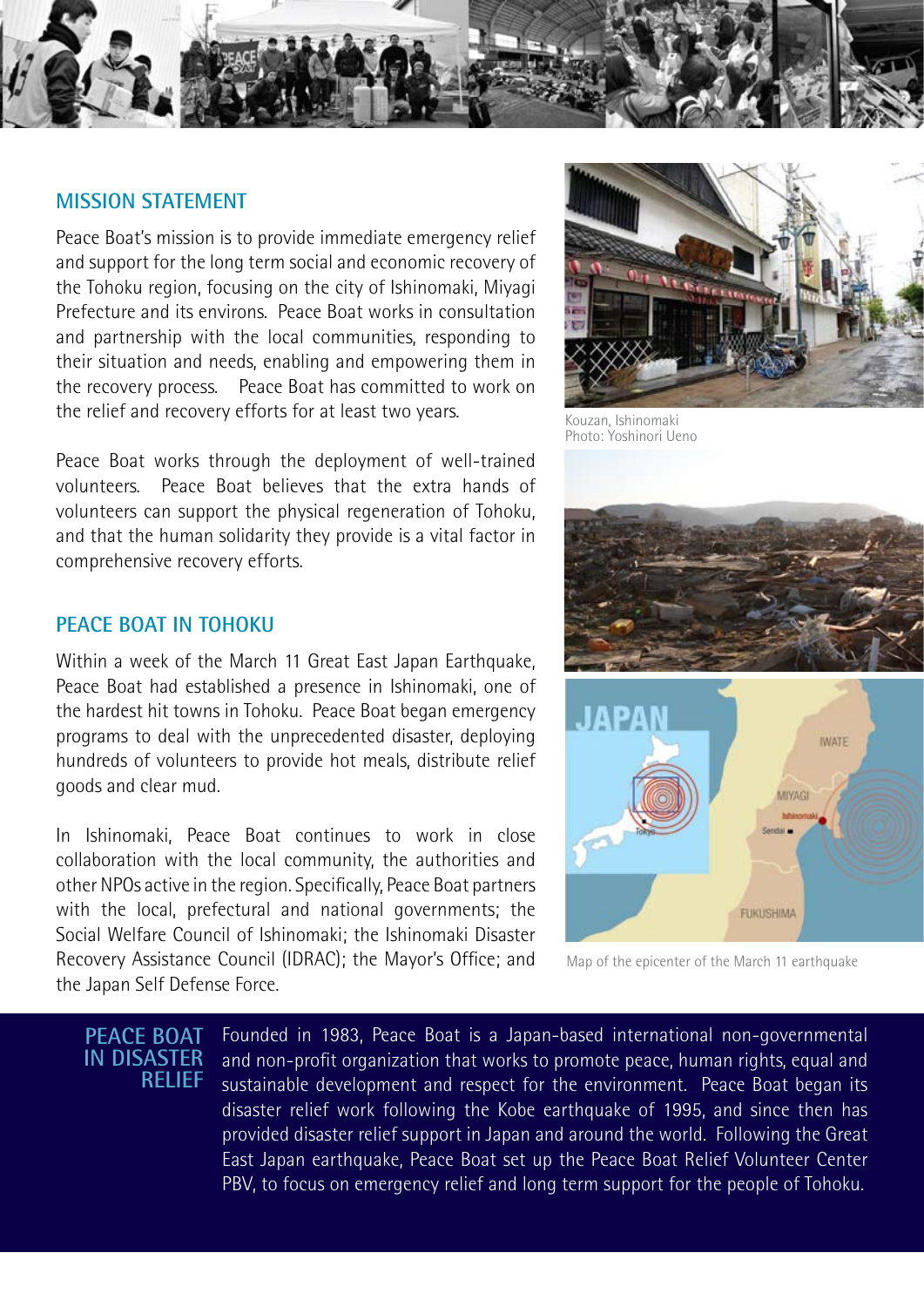## MISSION STATEMENT

Peace Boat's mission is to provide immediate emergency relief and support for the long term social and economic recovery of the Tohoku region, focusing on the city of Ishinomaki, Miyagi Prefecture and its environs. Peace Boat works in consultation and partnership with the local communities, responding to their situation and needs, enabling and empowering them in the recovery process. Peace Boat has committed to work on the relief and recovery efforts for at least two years.

Peace Boat works through the deployment of well-trained volunteers. Peace Boat believes that the extra hands of volunteers can support the physical regeneration of Tohoku, and that the human solidarity they provide is a vital factor in comprehensive recovery efforts.

## PEACE BOAT IN TOHOKU

Within a week of the March 11 Great East Japan Earthquake, Peace Boat had established a presence in Ishinomaki, one of the hardest hit towns in Tohoku. Peace Boat began emergency programs to deal with the unprecedented disaster, deploying hundreds of volunteers to provide hot meals, distribute relief goods and clear mud.

In Ishinomaki, Peace Boat continues to work in close collaboration with the local community, the authorities and other NPOs active in the region. Specifically, Peace Boat partners with the local, prefectural and national governments; the Social Welfare Council of Ishinomaki; the Ishinomaki Disaster Recovery Assistance Council (IDRAC); the Mayor's Office; and the Japan Self Defense Force.

Kouzan, Ishinomaki
Photo: Yoshinori Ueno

Map of the epicenter of the March 11 earthquake

## PEACE BOAT IN DISASTER RELIEF

Founded in 1983, Peace Boat is a Japan-based international non-governmental and non-profit organization that works to promote peace, human rights, equal and sustainable development and respect for the environment. Peace Boat began its disaster relief work following the Kobe earthquake of 1995, and since then has provided disaster relief support in Japan and around the world. Following the Great East Japan earthquake, Peace Boat set up the Peace Boat Relief Volunteer Center PBV, to focus on emergency relief and long term support for the people of Tohoku.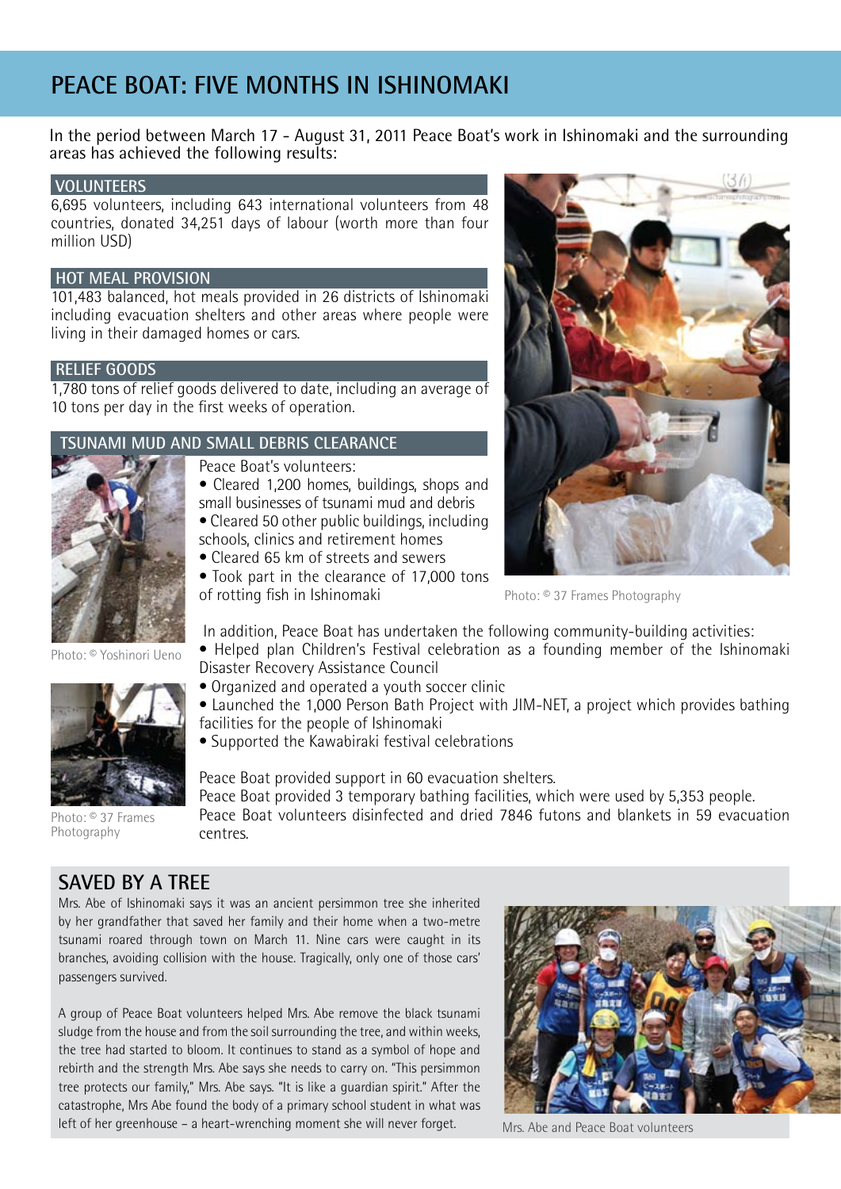# PEACE BOAT: FIVE MONTHS IN ISHINOMAKI

In the period between March 17 - August 31, 2011 Peace Boat's work in Ishinomaki and the surrounding areas has achieved the following results:

## VOLUNTEERS

6,695 volunteers, including 643 international volunteers from 48 countries, donated 34,251 days of labour (worth more than four million USD)

## HOT MEAL PROVISION

101,483 balanced, hot meals provided in 26 districts of Ishinomaki including evacuation shelters and other areas where people were living in their damaged homes or cars.

## RELIEF GOODS

1,780 tons of relief goods delivered to date, including an average of 10 tons per day in the first weeks of operation.

Photo: © 37 Frames Photography

## TSUNAMI MUD AND SMALL DEBRIS CLEARANCE

Peace Boat's volunteers:

- Cleared 1,200 homes, buildings, shops and small businesses of tsunami mud and debris
- Cleared 50 other public buildings, including schools, clinics and retirement homes
- Cleared 65 km of streets and sewers
- Took part in the clearance of 17,000 tons of rotting fish in Ishinomaki

Photo: © Yoshinori Ueno

In addition, Peace Boat has undertaken the following community-building activities:

- Helped plan Children's Festival celebration as a founding member of the Ishinomaki Disaster Recovery Assistance Council
- Organized and operated a youth soccer clinic
- Launched the 1,000 Person Bath Project with JIM-NET, a project which provides bathing facilities for the people of Ishinomaki
- Supported the Kawabiraki festival celebrations

Photo: © 37 Frames Photography

Peace Boat provided support in 60 evacuation shelters.
Peace Boat provided 3 temporary bathing facilities, which were used by 5,353 people.
Peace Boat volunteers disinfected and dried 7846 futons and blankets in 59 evacuation centres.

## SAVED BY A TREE

Mrs. Abe of Ishinomaki says it was an ancient persimmon tree she inherited by her grandfather that saved her family and their home when a two-metre tsunami roared through town on March 11. Nine cars were caught in its branches, avoiding collision with the house. Tragically, only one of those cars' passengers survived.

A group of Peace Boat volunteers helped Mrs. Abe remove the black tsunami sludge from the house and from the soil surrounding the tree, and within weeks, the tree had started to bloom. It continues to stand as a symbol of hope and rebirth and the strength Mrs. Abe says she needs to carry on. "This persimmon tree protects our family," Mrs. Abe says. "It is like a guardian spirit." After the catastrophe, Mrs Abe found the body of a primary school student in what was left of her greenhouse – a heart-wrenching moment she will never forget.

Mrs. Abe and Peace Boat volunteers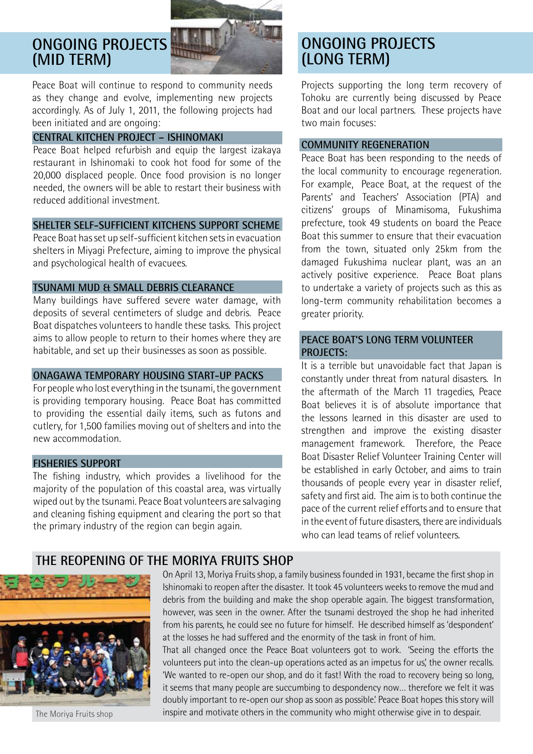# ONGOING PROJECTS (MID TERM)

Peace Boat will continue to respond to community needs as they change and evolve, implementing new projects accordingly. As of July 1, 2011, the following projects had been initiated and are ongoing:

### CENTRAL KITCHEN PROJECT – ISHINOMAKI

Peace Boat helped refurbish and equip the largest izakaya restaurant in Ishinomaki to cook hot food for some of the 20,000 displaced people. Once food provision is no longer needed, the owners will be able to restart their business with reduced additional investment.

### SHELTER SELF-SUFFICIENT KITCHENS SUPPORT SCHEME

Peace Boat has set up self-sufficient kitchen sets in evacuation shelters in Miyagi Prefecture, aiming to improve the physical and psychological health of evacuees.

### TSUNAMI MUD & SMALL DEBRIS CLEARANCE

Many buildings have suffered severe water damage, with deposits of several centimeters of sludge and debris. Peace Boat dispatches volunteers to handle these tasks. This project aims to allow people to return to their homes where they are habitable, and set up their businesses as soon as possible.

### ONAGAWA TEMPORARY HOUSING START-UP PACKS

For people who lost everything in the tsunami, the government is providing temporary housing. Peace Boat has committed to providing the essential daily items, such as futons and cutlery, for 1,500 families moving out of shelters and into the new accommodation.

### FISHERIES SUPPORT

The fishing industry, which provides a livelihood for the majority of the population of this coastal area, was virtually wiped out by the tsunami. Peace Boat volunteers are salvaging and cleaning fishing equipment and clearing the port so that the primary industry of the region can begin again.

# ONGOING PROJECTS (LONG TERM)

Projects supporting the long term recovery of Tohoku are currently being discussed by Peace Boat and our local partners. These projects have two main focuses:

### COMMUNITY REGENERATION

Peace Boat has been responding to the needs of the local community to encourage regeneration. For example, Peace Boat, at the request of the Parents' and Teachers' Association (PTA) and citizens' groups of Minamisoma, Fukushima prefecture, took 49 students on board the Peace Boat this summer to ensure that their evacuation from the town, situated only 25km from the damaged Fukushima nuclear plant, was an an actively positive experience. Peace Boat plans to undertake a variety of projects such as this as long-term community rehabilitation becomes a greater priority.

### PEACE BOAT'S LONG TERM VOLUNTEER PROJECTS:

It is a terrible but unavoidable fact that Japan is constantly under threat from natural disasters. In the aftermath of the March 11 tragedies, Peace Boat believes it is of absolute importance that the lessons learned in this disaster are used to strengthen and improve the existing disaster management framework. Therefore, the Peace Boat Disaster Relief Volunteer Training Center will be established in early October, and aims to train thousands of people every year in disaster relief, safety and first aid. The aim is to both continue the pace of the current relief efforts and to ensure that in the event of future disasters, there are individuals who can lead teams of relief volunteers.

## THE REOPENING OF THE MORIYA FRUITS SHOP

On April 13, Moriya Fruits shop, a family business founded in 1931, became the first shop in Ishinomaki to reopen after the disaster. It took 45 volunteers weeks to remove the mud and debris from the building and make the shop operable again. The biggest transformation, however, was seen in the owner. After the tsunami destroyed the shop he had inherited from his parents, he could see no future for himself. He described himself as 'despondent' at the losses he had suffered and the enormity of the task in front of him.

That all changed once the Peace Boat volunteers got to work. 'Seeing the efforts the volunteers put into the clean-up operations acted as an impetus for us,' the owner recalls. 'We wanted to re-open our shop, and do it fast! With the road to recovery being so long, it seems that many people are succumbing to despondency now... therefore we felt it was doubly important to re-open our shop as soon as possible.' Peace Boat hopes this story will inspire and motivate others in the community who might otherwise give in to despair.

The Moriya Fruits shop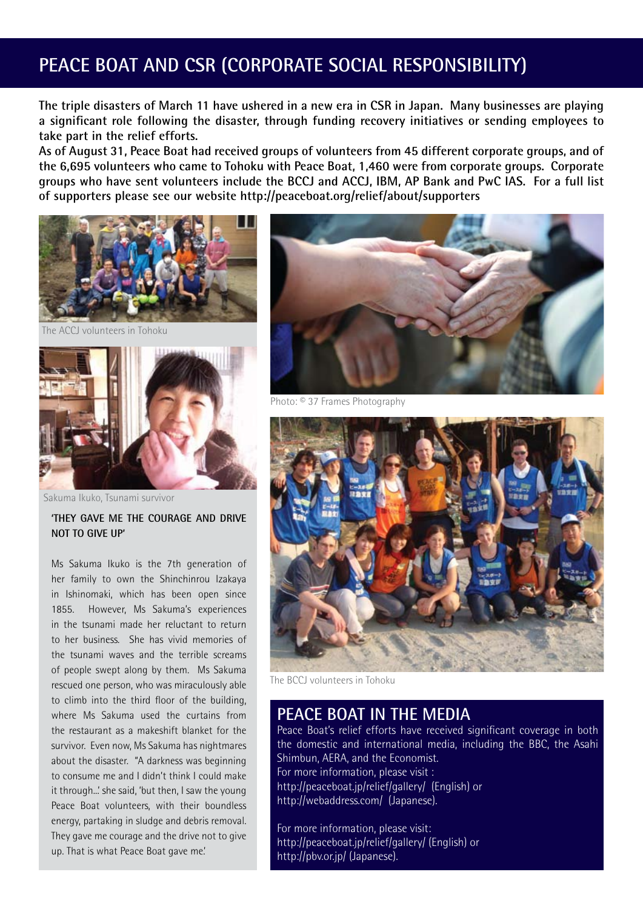# PEACE BOAT AND CSR (CORPORATE SOCIAL RESPONSIBILITY)

**The triple disasters of March 11 have ushered in a new era in CSR in Japan. Many businesses are playing a significant role following the disaster, through funding recovery initiatives or sending employees to take part in the relief efforts.**

**As of August 31, Peace Boat had received groups of volunteers from 45 different corporate groups, and of the 6,695 volunteers who came to Tohoku with Peace Boat, 1,460 were from corporate groups. Corporate groups who have sent volunteers include the BCCJ and ACCJ, IBM, AP Bank and PwC IAS. For a full list of supporters please see our website http://peaceboat.org/relief/about/supporters**

The ACCJ volunteers in Tohoku

Sakuma Ikuko, Tsunami survivor

## 'THEY GAVE ME THE COURAGE AND DRIVE NOT TO GIVE UP'

Ms Sakuma Ikuko is the 7th generation of her family to own the Shinchinrou Izakaya in Ishinomaki, which has been open since 1855. However, Ms Sakuma's experiences in the tsunami made her reluctant to return to her business. She has vivid memories of the tsunami waves and the terrible screams of people swept along by them. Ms Sakuma rescued one person, who was miraculously able to climb into the third floor of the building, where Ms Sakuma used the curtains from the restaurant as a makeshift blanket for the survivor. Even now, Ms Sakuma has nightmares about the disaster. "A darkness was beginning to consume me and I didn't think I could make it through...' she said, 'but then, I saw the young Peace Boat volunteers, with their boundless energy, partaking in sludge and debris removal. They gave me courage and the drive not to give up. That is what Peace Boat gave me.'

Photo: © 37 Frames Photography

The BCCJ volunteers in Tohoku

## PEACE BOAT IN THE MEDIA

Peace Boat's relief efforts have received significant coverage in both the domestic and international media, including the BBC, the Asahi Shimbun, AERA, and the Economist.
For more information, please visit :
http://peaceboat.jp/relief/gallery/ (English) or
http://webaddress.com/ (Japanese).

For more information, please visit:
http://peaceboat.jp/relief/gallery/ (English) or
http://pbv.or.jp/ (Japanese).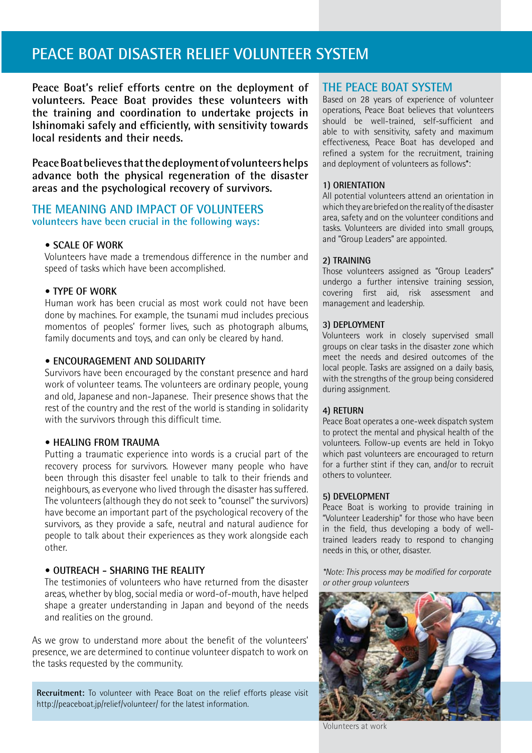# PEACE BOAT DISASTER RELIEF VOLUNTEER SYSTEM

**Peace Boat's relief efforts centre on the deployment of volunteers. Peace Boat provides these volunteers with the training and coordination to undertake projects in Ishinomaki safely and efficiently, with sensitivity towards local residents and their needs.**

**Peace Boat believes that the deployment of volunteers helps advance both the physical regeneration of the disaster areas and the psychological recovery of survivors.**

## THE MEANING AND IMPACT OF VOLUNTEERS

**volunteers have been crucial in the following ways:**

- **SCALE OF WORK**
  Volunteers have made a tremendous difference in the number and speed of tasks which have been accomplished.

- **TYPE OF WORK**
  Human work has been crucial as most work could not have been done by machines. For example, the tsunami mud includes precious momentos of peoples' former lives, such as photograph albums, family documents and toys, and can only be cleared by hand.

- **ENCOURAGEMENT AND SOLIDARITY**
  Survivors have been encouraged by the constant presence and hard work of volunteer teams. The volunteers are ordinary people, young and old, Japanese and non-Japanese. Their presence shows that the rest of the country and the rest of the world is standing in solidarity with the survivors through this difficult time.

- **HEALING FROM TRAUMA**
  Putting a traumatic experience into words is a crucial part of the recovery process for survivors. However many people who have been through this disaster feel unable to talk to their friends and neighbours, as everyone who lived through the disaster has suffered. The volunteers (although they do not seek to "counsel" the survivors) have become an important part of the psychological recovery of the survivors, as they provide a safe, neutral and natural audience for people to talk about their experiences as they work alongside each other.

- **OUTREACH - SHARING THE REALITY**
  The testimonies of volunteers who have returned from the disaster areas, whether by blog, social media or word-of-mouth, have helped shape a greater understanding in Japan and beyond of the needs and realities on the ground.

As we grow to understand more about the benefit of the volunteers' presence, we are determined to continue volunteer dispatch to work on the tasks requested by the community.

**Recruitment:** To volunteer with Peace Boat on the relief efforts please visit http://peaceboat.jp/relief/volunteer/ for the latest information.

## THE PEACE BOAT SYSTEM

Based on 28 years of experience of volunteer operations, Peace Boat believes that volunteers should be well-trained, self-sufficient and able to with sensitivity, safety and maximum effectiveness, Peace Boat has developed and refined a system for the recruitment, training and deployment of volunteers as follows*:

### 1) ORIENTATION

All potential volunteers attend an orientation in which they are briefed on the reality of the disaster area, safety and on the volunteer conditions and tasks. Volunteers are divided into small groups, and "Group Leaders" are appointed.

### 2) TRAINING

Those volunteers assigned as "Group Leaders" undergo a further intensive training session, covering first aid, risk assessment and management and leadership.

### 3) DEPLOYMENT

Volunteers work in closely supervised small groups on clear tasks in the disaster zone which meet the needs and desired outcomes of the local people. Tasks are assigned on a daily basis, with the strengths of the group being considered during assignment.

### 4) RETURN

Peace Boat operates a one-week dispatch system to protect the mental and physical health of the volunteers. Follow-up events are held in Tokyo which past volunteers are encouraged to return for a further stint if they can, and/or to recruit others to volunteer.

### 5) DEVELOPMENT

Peace Boat is working to provide training in "Volunteer Leadership" for those who have been in the field, thus developing a body of well-trained leaders ready to respond to changing needs in this, or other, disaster.

*\*Note: This process may be modified for corporate or other group volunteers*

Volunteers at work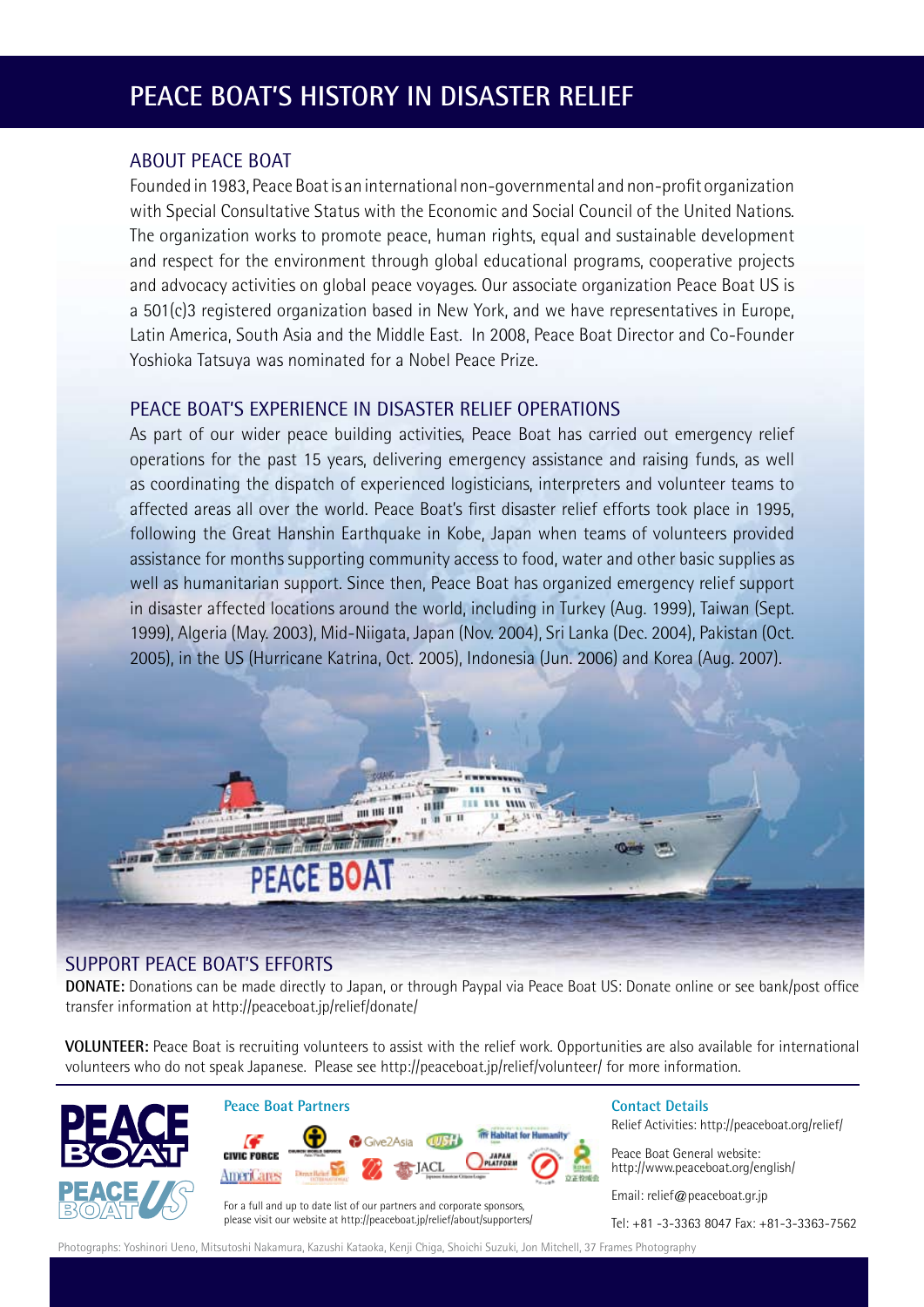# PEACE BOAT'S HISTORY IN DISASTER RELIEF

## ABOUT PEACE BOAT

Founded in 1983, Peace Boat is an international non-governmental and non-profit organization with Special Consultative Status with the Economic and Social Council of the United Nations. The organization works to promote peace, human rights, equal and sustainable development and respect for the environment through global educational programs, cooperative projects and advocacy activities on global peace voyages. Our associate organization Peace Boat US is a 501(c)3 registered organization based in New York, and we have representatives in Europe, Latin America, South Asia and the Middle East. In 2008, Peace Boat Director and Co-Founder Yoshioka Tatsuya was nominated for a Nobel Peace Prize.

## PEACE BOAT'S EXPERIENCE IN DISASTER RELIEF OPERATIONS

As part of our wider peace building activities, Peace Boat has carried out emergency relief operations for the past 15 years, delivering emergency assistance and raising funds, as well as coordinating the dispatch of experienced logisticians, interpreters and volunteer teams to affected areas all over the world. Peace Boat's first disaster relief efforts took place in 1995, following the Great Hanshin Earthquake in Kobe, Japan when teams of volunteers provided assistance for months supporting community access to food, water and other basic supplies as well as humanitarian support. Since then, Peace Boat has organized emergency relief support in disaster affected locations around the world, including in Turkey (Aug. 1999), Taiwan (Sept. 1999), Algeria (May. 2003), Mid-Niigata, Japan (Nov. 2004), Sri Lanka (Dec. 2004), Pakistan (Oct. 2005), in the US (Hurricane Katrina, Oct. 2005), Indonesia (Jun. 2006) and Korea (Aug. 2007).

## SUPPORT PEACE BOAT'S EFFORTS

**DONATE:** Donations can be made directly to Japan, or through Paypal via Peace Boat US: Donate online or see bank/post office transfer information at http://peaceboat.jp/relief/donate/

**VOLUNTEER:** Peace Boat is recruiting volunteers to assist with the relief work. Opportunities are also available for international volunteers who do not speak Japanese. Please see http://peaceboat.jp/relief/volunteer/ for more information.

### Peace Boat Partners

For a full and up to date list of our partners and corporate sponsors, please visit our website at http://peaceboat.jp/relief/about/supporters/

### Contact Details

Relief Activities: http://peaceboat.org/relief/

Peace Boat General website: http://www.peaceboat.org/english/

Email: relief@peaceboat.gr.jp

Tel: +81 -3-3363 8047 Fax: +81-3-3363-7562

Photographs: Yoshinori Ueno, Mitsutoshi Nakamura, Kazushi Kataoka, Kenji Chiga, Shoichi Suzuki, Jon Mitchell, 37 Frames Photography